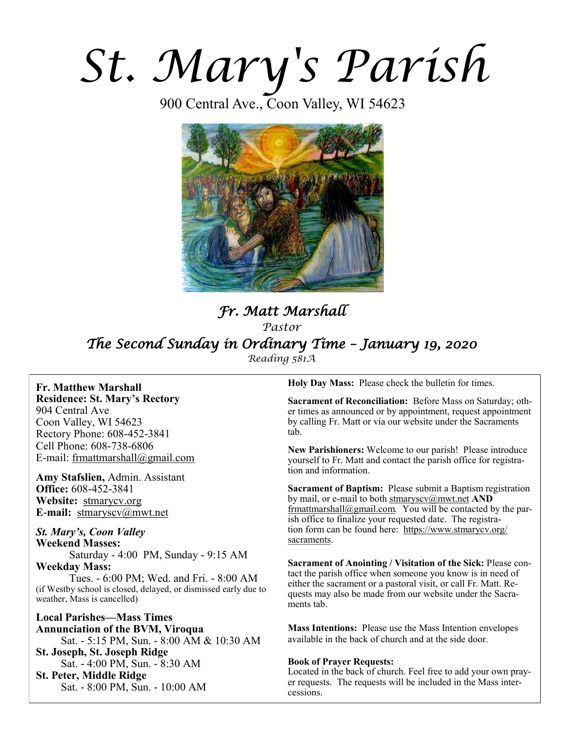# St. Mary's Parish

900 Central Ave., Coon Valley, WI 54623

## *Fr. Matt Marshall*

*Pastor*

## *The Second Sunday in Ordinary Time – January 19, 2020*

*Reading 581A*

**Fr. Matthew Marshall**
**Residence: St. Mary's Rectory**
904 Central Ave
Coon Valley, WI 54623
Rectory Phone: 608-452-3841
Cell Phone: 608-738-6806
E-mail: frmattmarshall@gmail.com

**Amy Stafslien,** Admin. Assistant
**Office:** 608-452-3841
**Website:** stmarycv.org
**E-mail:** stmaryscv@mwt.net

***St. Mary's, Coon Valley***
**Weekend Masses:**
Saturday - 4:00 PM, Sunday - 9:15 AM
**Weekday Mass:**
Tues. - 6:00 PM; Wed. and Fri. - 8:00 AM
(if Westby school is closed, delayed, or dismissed early due to weather, Mass is cancelled)

**Local Parishes—Mass Times**
**Annunciation of the BVM, Viroqua**
Sat. - 5:15 PM, Sun. - 8:00 AM & 10:30 AM
**St. Joseph, St. Joseph Ridge**
Sat. - 4:00 PM, Sun. - 8:30 AM
**St. Peter, Middle Ridge**
Sat. - 8:00 PM, Sun. - 10:00 AM

**Holy Day Mass:** Please check the bulletin for times.

**Sacrament of Reconciliation:** Before Mass on Saturday; other times as announced or by appointment, request appointment by calling Fr. Matt or via our website under the Sacraments tab.

**New Parishioners:** Welcome to our parish! Please introduce yourself to Fr. Matt and contact the parish office for registration and information.

**Sacrament of Baptism:** Please submit a Baptism registration by mail, or e-mail to both stmaryscv@mwt.net **AND** frmattmarshall@gmail.com. You will be contacted by the parish office to finalize your requested date. The registration form can be found here: https://www.stmarycv.org/sacraments.

**Sacrament of Anointing / Visitation of the Sick:** Please contact the parish office when someone you know is in need of either the sacrament or a pastoral visit, or call Fr. Matt. Requests may also be made from our website under the Sacraments tab.

**Mass Intentions:** Please use the Mass Intention envelopes available in the back of church and at the side door.

**Book of Prayer Requests:**
Located in the back of church. Feel free to add your own prayer requests. The requests will be included in the Mass intercessions.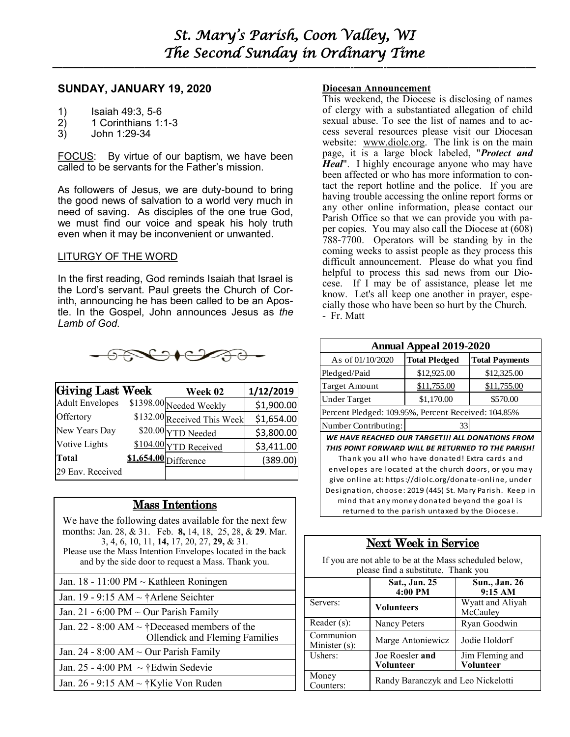# St. Mary's Parish, Coon Valley, WI
# The Second Sunday in Ordinary Time

## SUNDAY, JANUARY 19, 2020

1) Isaiah 49:3, 5-6
2) 1 Corinthians 1:1-3
3) John 1:29-34

FOCUS: By virtue of our baptism, we have been called to be servants for the Father's mission.

As followers of Jesus, we are duty-bound to bring the good news of salvation to a world very much in need of saving. As disciples of the one true God, we must find our voice and speak his holy truth even when it may be inconvenient or unwanted.

LITURGY OF THE WORD

In the first reading, God reminds Isaiah that Israel is the Lord's servant. Paul greets the Church of Corinth, announcing he has been called to be an Apostle. In the Gospel, John announces Jesus as *the Lamb of God*.

| Giving Last Week | | Week 02 | 1/12/2019 |
|---|---|---|---|
| Adult Envelopes | $1398.00 | Needed Weekly | $1,900.00 |
| Offertory | $132.00 | Received This Week | $1,654.00 |
| New Years Day | $20.00 | YTD Needed | $3,800.00 |
| Votive Lights | $104.00 | YTD Received | $3,411.00 |
| **Total** | **$1,654.00** | Difference | (389.00) |
| 29 Env. Received | | | |

## Mass Intentions

We have the following dates available for the next few months: Jan. 28, & 31. Feb. **8,** 14, 18, 25, 28, & **29**. Mar. 3, 4, 6, 10, 11, **14,** 17, 20, 27, **29,** & 31.
Please use the Mass Intention Envelopes located in the back and by the side door to request a Mass. Thank you.

- Jan. 18 - 11:00 PM ~ Kathleen Roningen
- Jan. 19 - 9:15 AM ~ †Arlene Seichter
- Jan. 21 - 6:00 PM ~ Our Parish Family
- Jan. 22 - 8:00 AM ~ †Deceased members of the Ollendick and Fleming Families
- Jan. 24 - 8:00 AM ~ Our Parish Family
- Jan. 25 - 4:00 PM ~ †Edwin Sedevie
- Jan. 26 - 9:15 AM ~ †Kylie Von Ruden

**Diocesan Announcement**

This weekend, the Diocese is disclosing of names of clergy with a substantiated allegation of child sexual abuse. To see the list of names and to access several resources please visit our Diocesan website: www.diolc.org. The link is on the main page, it is a large block labeled, "***Protect and Heal***". I highly encourage anyone who may have been affected or who has more information to contact the report hotline and the police. If you are having trouble accessing the online report forms or any other online information, please contact our Parish Office so that we can provide you with paper copies. You may also call the Diocese at (608) 788-7700. Operators will be standing by in the coming weeks to assist people as they process this difficult announcement. Please do what you find helpful to process this sad news from our Diocese. If I may be of assistance, please let me know. Let's all keep one another in prayer, especially those who have been so hurt by the Church.
- Fr. Matt

| Annual Appeal 2019-2020 | | |
|---|---|---|
| As of 01/10/2020 | **Total Pledged** | **Total Payments** |
| Pledged/Paid | $12,925.00 | $12,325.00 |
| Target Amount | $11,755.00 | $11,755.00 |
| Under Target | $1,170.00 | $570.00 |
| Percent Pledged: 109.95%, Percent Received: 104.85% | | |
| Number Contributing: | 33 | |

***WE HAVE REACHED OUR TARGET!!! ALL DONATIONS FROM THIS POINT FORWARD WILL BE RETURNED TO THE PARISH!***
Thank you all who have donated! Extra cards and envelopes are located at the church doors, or you may give online at: https://diolc.org/donate-online, under Designation, choose: 2019 (445) St. Mary Parish. Keep in mind that any money donated beyond the goal is returned to the parish untaxed by the Diocese.

## Next Week in Service

If you are not able to be at the Mass scheduled below, please find a substitute. Thank you

| | Sat., Jan. 25 4:00 PM | Sun., Jan. 26 9:15 AM |
|---|---|---|
| Servers: | **Volunteers** | Wyatt and Aliyah McCauley |
| Reader (s): | Nancy Peters | Ryan Goodwin |
| Communion Minister (s): | Marge Antoniewicz | Jodie Holdorf |
| Ushers: | Joe Roesler **and Volunteer** | Jim Fleming and **Volunteer** |
| Money Counters: | Randy Baranczyk and Leo Nickelotti | |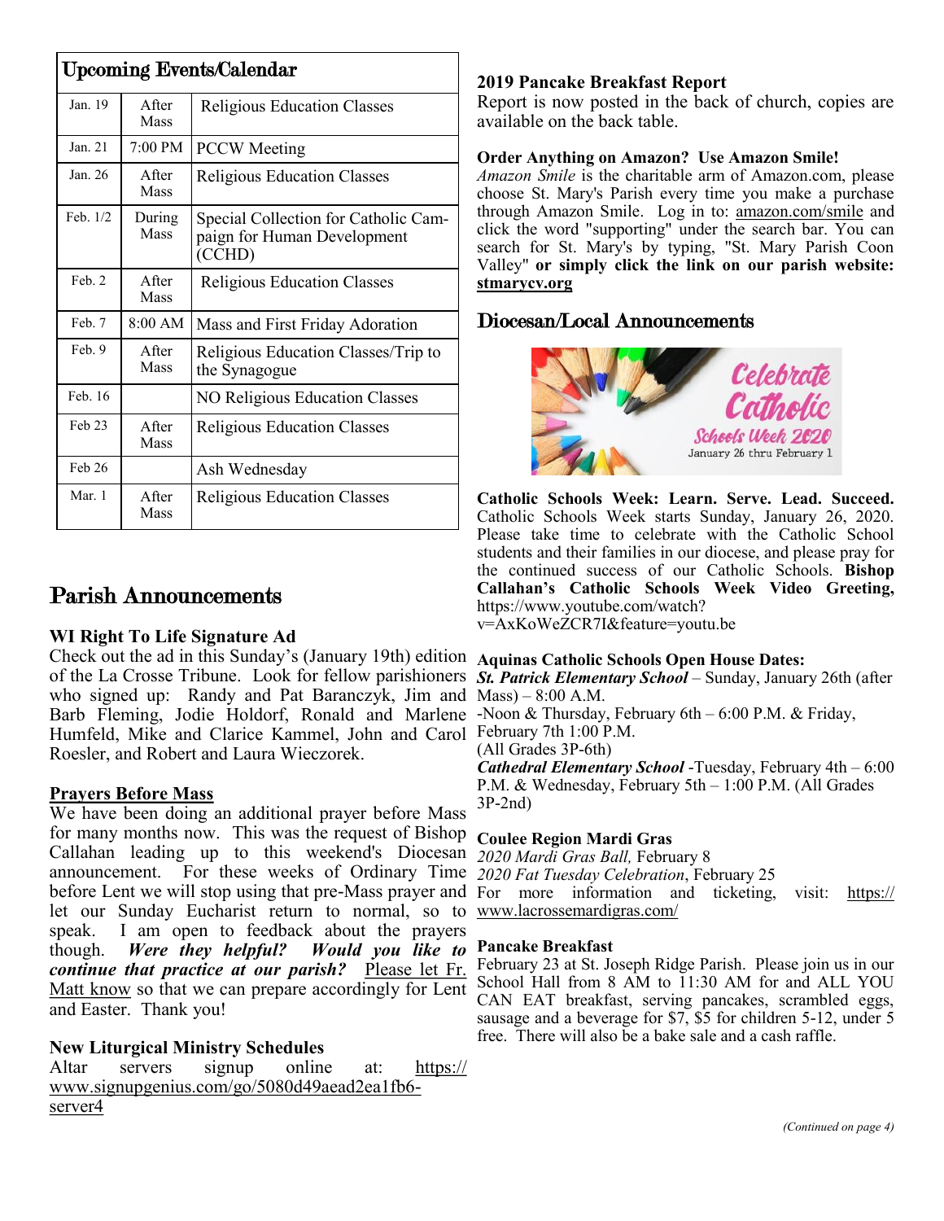## Upcoming Events/Calendar

| Date | Time | Event |
|---|---|---|
| Jan. 19 | After Mass | Religious Education Classes |
| Jan. 21 | 7:00 PM | PCCW Meeting |
| Jan. 26 | After Mass | Religious Education Classes |
| Feb. 1/2 | During Mass | Special Collection for Catholic Campaign for Human Development (CCHD) |
| Feb. 2 | After Mass | Religious Education Classes |
| Feb. 7 | 8:00 AM | Mass and First Friday Adoration |
| Feb. 9 | After Mass | Religious Education Classes/Trip to the Synagogue |
| Feb. 16 | | NO Religious Education Classes |
| Feb 23 | After Mass | Religious Education Classes |
| Feb 26 | | Ash Wednesday |
| Mar. 1 | After Mass | Religious Education Classes |

# Parish Announcements

### WI Right To Life Signature Ad

Check out the ad in this Sunday's (January 19th) edition of the La Crosse Tribune. Look for fellow parishioners who signed up: Randy and Pat Baranczyk, Jim and Barb Fleming, Jodie Holdorf, Ronald and Marlene Humfeld, Mike and Clarice Kammel, John and Carol Roesler, and Robert and Laura Wieczorek.

### Prayers Before Mass

We have been doing an additional prayer before Mass for many months now. This was the request of Bishop Callahan leading up to this weekend's Diocesan announcement. For these weeks of Ordinary Time before Lent we will stop using that pre-Mass prayer and let our Sunday Eucharist return to normal, so to speak. I am open to feedback about the prayers though. ***Were they helpful? Would you like to continue that practice at our parish?*** Please let Fr. Matt know so that we can prepare accordingly for Lent and Easter. Thank you!

### New Liturgical Ministry Schedules

Altar servers signup online at: https://www.signupgenius.com/go/5080d49aead2ea1fb6-server4

### 2019 Pancake Breakfast Report

Report is now posted in the back of church, copies are available on the back table.

### Order Anything on Amazon? Use Amazon Smile!

*Amazon Smile* is the charitable arm of Amazon.com, please choose St. Mary's Parish every time you make a purchase through Amazon Smile. Log in to: amazon.com/smile and click the word "supporting" under the search bar. You can search for St. Mary's by typing, "St. Mary Parish Coon Valley" **or simply click the link on our parish website: stmarycv.org**

## Diocesan/Local Announcements

Celebrate Catholic Schools Week 2020
January 26 thru February 1

**Catholic Schools Week: Learn. Serve. Lead. Succeed.** Catholic Schools Week starts Sunday, January 26, 2020. Please take time to celebrate with the Catholic School students and their families in our diocese, and please pray for the continued success of our Catholic Schools. **Bishop Callahan's Catholic Schools Week Video Greeting,** https://www.youtube.com/watch?v=AxKoWeZCR7I&feature=youtu.be

### Aquinas Catholic Schools Open House Dates:

***St. Patrick Elementary School*** – Sunday, January 26th (after Mass) – 8:00 A.M. -Noon & Thursday, February 6th – 6:00 P.M. & Friday, February 7th 1:00 P.M.
(All Grades 3P-6th)

***Cathedral Elementary School*** -Tuesday, February 4th – 6:00 P.M. & Wednesday, February 5th – 1:00 P.M. (All Grades 3P-2nd)

### Coulee Region Mardi Gras

*2020 Mardi Gras Ball,* February 8
*2020 Fat Tuesday Celebration*, February 25
For more information and ticketing, visit: https://www.lacrossemardigras.com/

### Pancake Breakfast

February 23 at St. Joseph Ridge Parish. Please join us in our School Hall from 8 AM to 11:30 AM for and ALL YOU CAN EAT breakfast, serving pancakes, scrambled eggs, sausage and a beverage for $7, $5 for children 5-12, under 5 free. There will also be a bake sale and a cash raffle.

*(Continued on page 4)*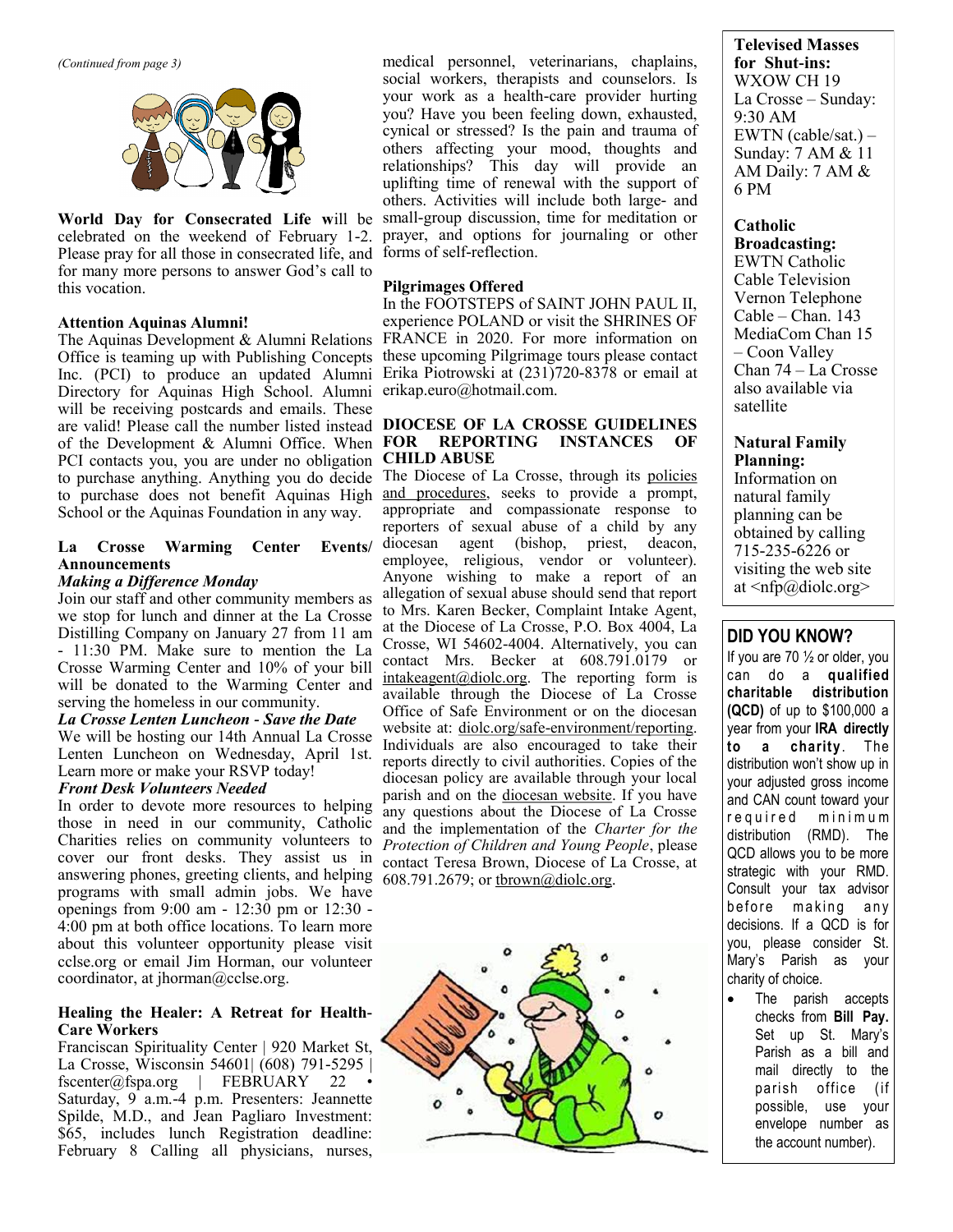*(Continued from page 3)*

**World Day for Consecrated Life** will be celebrated on the weekend of February 1-2. Please pray for all those in consecrated life, and for many more persons to answer God's call to this vocation.

**Attention Aquinas Alumni!**

The Aquinas Development & Alumni Relations Office is teaming up with Publishing Concepts Inc. (PCI) to produce an updated Alumni Directory for Aquinas High School. Alumni will be receiving postcards and emails. These are valid! Please call the number listed instead of the Development & Alumni Office. When PCI contacts you, you are under no obligation to purchase anything. Anything you do decide to purchase does not benefit Aquinas High School or the Aquinas Foundation in any way.

**La Crosse Warming Center Events/ Announcements**

***Making a Difference Monday***

Join our staff and other community members as we stop for lunch and dinner at the La Crosse Distilling Company on January 27 from 11 am - 11:30 PM. Make sure to mention the La Crosse Warming Center and 10% of your bill will be donated to the Warming Center and serving the homeless in our community.

***La Crosse Lenten Luncheon - Save the Date***

We will be hosting our 14th Annual La Crosse Lenten Luncheon on Wednesday, April 1st. Learn more or make your RSVP today!

***Front Desk Volunteers Needed***

In order to devote more resources to helping those in need in our community, Catholic Charities relies on community volunteers to cover our front desks. They assist us in answering phones, greeting clients, and helping programs with small admin jobs. We have openings from 9:00 am - 12:30 pm or 12:30 - 4:00 pm at both office locations. To learn more about this volunteer opportunity please visit cclse.org or email Jim Horman, our volunteer coordinator, at jhorman@cclse.org.

**Healing the Healer: A Retreat for Health-Care Workers**

Franciscan Spirituality Center | 920 Market St, La Crosse, Wisconsin 54601| (608) 791-5295 | fscenter@fspa.org | FEBRUARY 22 • Saturday, 9 a.m.-4 p.m. Presenters: Jeannette Spilde, M.D., and Jean Pagliaro Investment: $65, includes lunch Registration deadline: February 8 Calling all physicians, nurses, medical personnel, veterinarians, chaplains, social workers, therapists and counselors. Is your work as a health-care provider hurting you? Have you been feeling down, exhausted, cynical or stressed? Is the pain and trauma of others affecting your mood, thoughts and relationships? This day will provide an uplifting time of renewal with the support of others. Activities will include both large- and small-group discussion, time for meditation or prayer, and options for journaling or other forms of self-reflection.

**Pilgrimages Offered**

In the FOOTSTEPS of SAINT JOHN PAUL II, experience POLAND or visit the SHRINES OF FRANCE in 2020. For more information on these upcoming Pilgrimage tours please contact Erika Piotrowski at (231)720-8378 or email at erikap.euro@hotmail.com.

**DIOCESE OF LA CROSSE GUIDELINES FOR REPORTING INSTANCES OF CHILD ABUSE**

The Diocese of La Crosse, through its policies and procedures, seeks to provide a prompt, appropriate and compassionate response to reporters of sexual abuse of a child by any diocesan agent (bishop, priest, deacon, employee, religious, vendor or volunteer). Anyone wishing to make a report of an allegation of sexual abuse should send that report to Mrs. Karen Becker, Complaint Intake Agent, at the Diocese of La Crosse, P.O. Box 4004, La Crosse, WI 54602-4004. Alternatively, you can contact Mrs. Becker at 608.791.0179 or intakeagent@diolc.org. The reporting form is available through the Diocese of La Crosse Office of Safe Environment or on the diocesan website at: diolc.org/safe-environment/reporting. Individuals are also encouraged to take their reports directly to civil authorities. Copies of the diocesan policy are available through your local parish and on the diocesan website. If you have any questions about the Diocese of La Crosse and the implementation of the *Charter for the Protection of Children and Young People*, please contact Teresa Brown, Diocese of La Crosse, at 608.791.2679; or tbrown@diolc.org.

**Televised Masses for Shut-ins:**
WXOW CH 19
La Crosse – Sunday: 9:30 AM
EWTN (cable/sat.) – Sunday: 7 AM & 11 AM Daily: 7 AM & 6 PM

**Catholic Broadcasting:**
EWTN Catholic Cable Television
Vernon Telephone Cable – Chan. 143
MediaCom Chan 15 – Coon Valley
Chan 74 – La Crosse also available via satellite

**Natural Family Planning:**
Information on natural family planning can be obtained by calling 715-235-6226 or visiting the web site at <nfp@diolc.org>

## DID YOU KNOW?

If you are 70 ½ or older, you can do a **qualified charitable distribution (QCD)** of up to $100,000 a year from your **IRA directly to a charity**. The distribution won't show up in your adjusted gross income and CAN count toward your required minimum distribution (RMD). The QCD allows you to be more strategic with your RMD. Consult your tax advisor before making any decisions. If a QCD is for you, please consider St. Mary's Parish as your charity of choice.

- The parish accepts checks from **Bill Pay.** Set up St. Mary's Parish as a bill and mail directly to the parish office (if possible, use your envelope number as the account number).